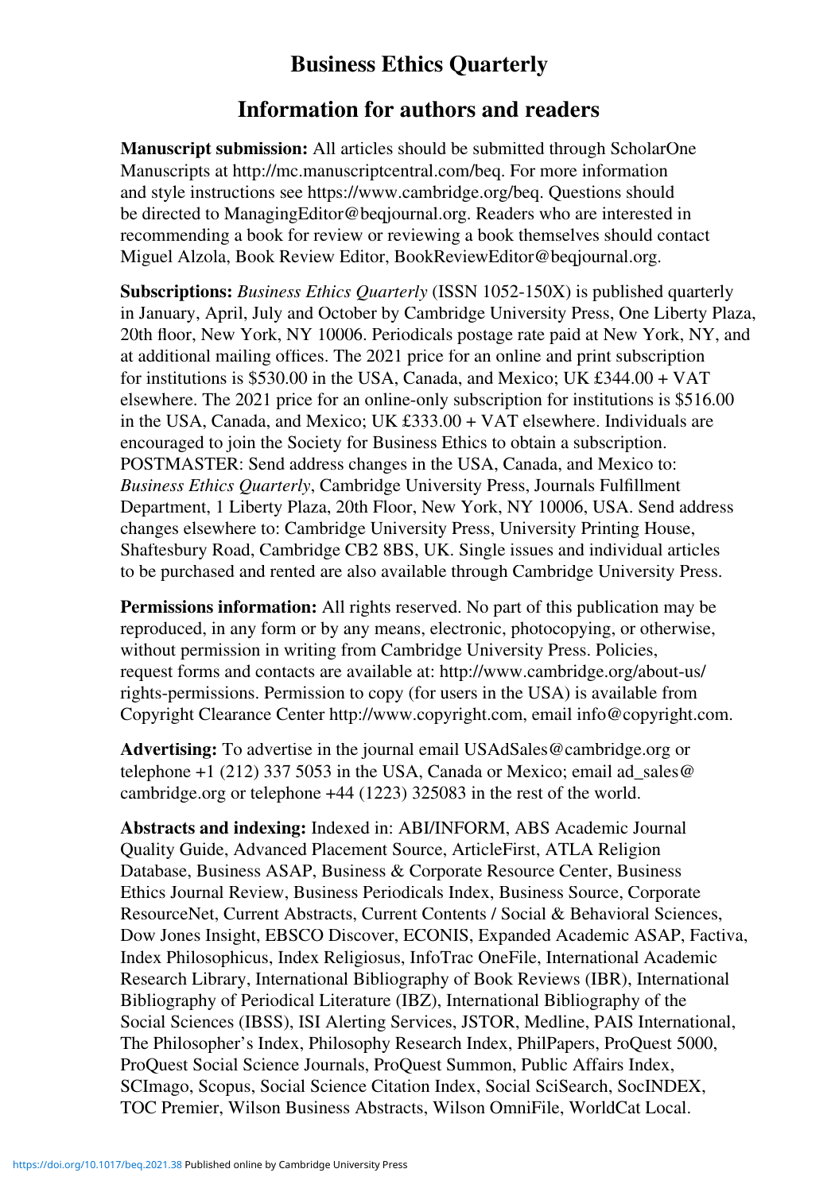# Business Ethics Quarterly

## Information for authors and readers

**Manuscript submission:** All articles should be submitted through ScholarOne Manuscripts at http://mc.manuscriptcentral.com/beq. For more information and style instructions see https://www.cambridge.org/beq. Questions should be directed to ManagingEditor@beqjournal.org. Readers who are interested in recommending a book for review or reviewing a book themselves should contact Miguel Alzola, Book Review Editor, BookReviewEditor@beqjournal.org.

**Subscriptions:** *Business Ethics Quarterly* (ISSN 1052-150X) is published quarterly in January, April, July and October by Cambridge University Press, One Liberty Plaza, 20th floor, New York, NY 10006. Periodicals postage rate paid at New York, NY, and at additional mailing offices. The 2021 price for an online and print subscription for institutions is $530.00 in the USA, Canada, and Mexico; UK £344.00 + VAT elsewhere. The 2021 price for an online-only subscription for institutions is $516.00 in the USA, Canada, and Mexico; UK £333.00 + VAT elsewhere. Individuals are encouraged to join the Society for Business Ethics to obtain a subscription. POSTMASTER: Send address changes in the USA, Canada, and Mexico to: *Business Ethics Quarterly*, Cambridge University Press, Journals Fulfillment Department, 1 Liberty Plaza, 20th Floor, New York, NY 10006, USA. Send address changes elsewhere to: Cambridge University Press, University Printing House, Shaftesbury Road, Cambridge CB2 8BS, UK. Single issues and individual articles to be purchased and rented are also available through Cambridge University Press.

**Permissions information:** All rights reserved. No part of this publication may be reproduced, in any form or by any means, electronic, photocopying, or otherwise, without permission in writing from Cambridge University Press. Policies, request forms and contacts are available at: http://www.cambridge.org/about-us/rights-permissions. Permission to copy (for users in the USA) is available from Copyright Clearance Center http://www.copyright.com, email info@copyright.com.

**Advertising:** To advertise in the journal email USAdSales@cambridge.org or telephone +1 (212) 337 5053 in the USA, Canada or Mexico; email ad_sales@cambridge.org or telephone +44 (1223) 325083 in the rest of the world.

**Abstracts and indexing:** Indexed in: ABI/INFORM, ABS Academic Journal Quality Guide, Advanced Placement Source, ArticleFirst, ATLA Religion Database, Business ASAP, Business & Corporate Resource Center, Business Ethics Journal Review, Business Periodicals Index, Business Source, Corporate ResourceNet, Current Abstracts, Current Contents / Social & Behavioral Sciences, Dow Jones Insight, EBSCO Discover, ECONIS, Expanded Academic ASAP, Factiva, Index Philosophicus, Index Religiosus, InfoTrac OneFile, International Academic Research Library, International Bibliography of Book Reviews (IBR), International Bibliography of Periodical Literature (IBZ), International Bibliography of the Social Sciences (IBSS), ISI Alerting Services, JSTOR, Medline, PAIS International, The Philosopher's Index, Philosophy Research Index, PhilPapers, ProQuest 5000, ProQuest Social Science Journals, ProQuest Summon, Public Affairs Index, SCImago, Scopus, Social Science Citation Index, Social SciSearch, SocINDEX, TOC Premier, Wilson Business Abstracts, Wilson OmniFile, WorldCat Local.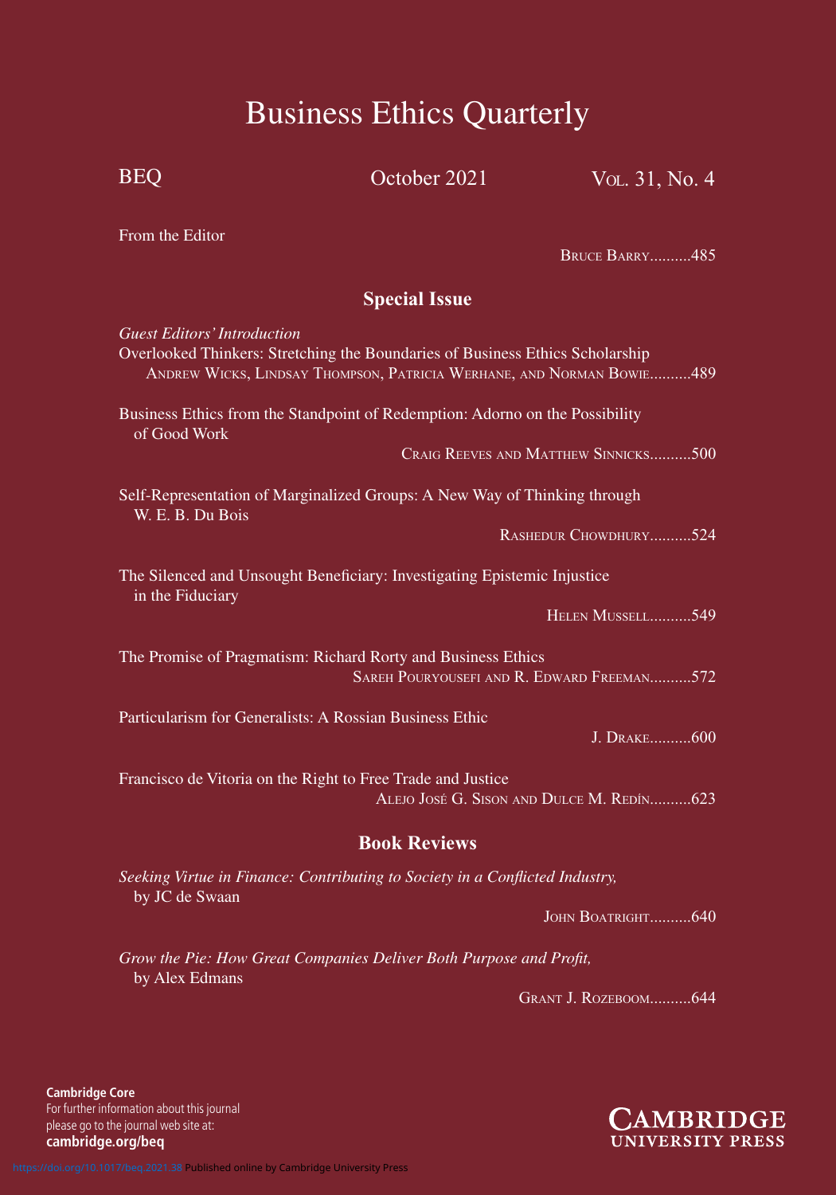# Business Ethics Quarterly

BEQ October 2021 VOL. 31, No. 4

From the Editor

BRUCE BARRY..........485

## Special Issue

*Guest Editors' Introduction*
Overlooked Thinkers: Stretching the Boundaries of Business Ethics Scholarship
ANDREW WICKS, LINDSAY THOMPSON, PATRICIA WERHANE, AND NORMAN BOWIE..........489

Business Ethics from the Standpoint of Redemption: Adorno on the Possibility of Good Work
CRAIG REEVES AND MATTHEW SINNICKS..........500

Self-Representation of Marginalized Groups: A New Way of Thinking through W. E. B. Du Bois
RASHEDUR CHOWDHURY..........524

The Silenced and Unsought Beneficiary: Investigating Epistemic Injustice in the Fiduciary
HELEN MUSSELL..........549

The Promise of Pragmatism: Richard Rorty and Business Ethics
SAREH POURYOUSEFI AND R. EDWARD FREEMAN..........572

Particularism for Generalists: A Rossian Business Ethic
J. DRAKE..........600

Francisco de Vitoria on the Right to Free Trade and Justice
ALEJO JOSÉ G. SISON AND DULCE M. REDÍN..........623

## Book Reviews

*Seeking Virtue in Finance: Contributing to Society in a Conflicted Industry,* by JC de Swaan
JOHN BOATRIGHT..........640

*Grow the Pie: How Great Companies Deliver Both Purpose and Profit,* by Alex Edmans
GRANT J. ROZEBOOM..........644

**Cambridge Core**
For further information about this journal please go to the journal web site at:
**cambridge.org/beq**

CAMBRIDGE UNIVERSITY PRESS